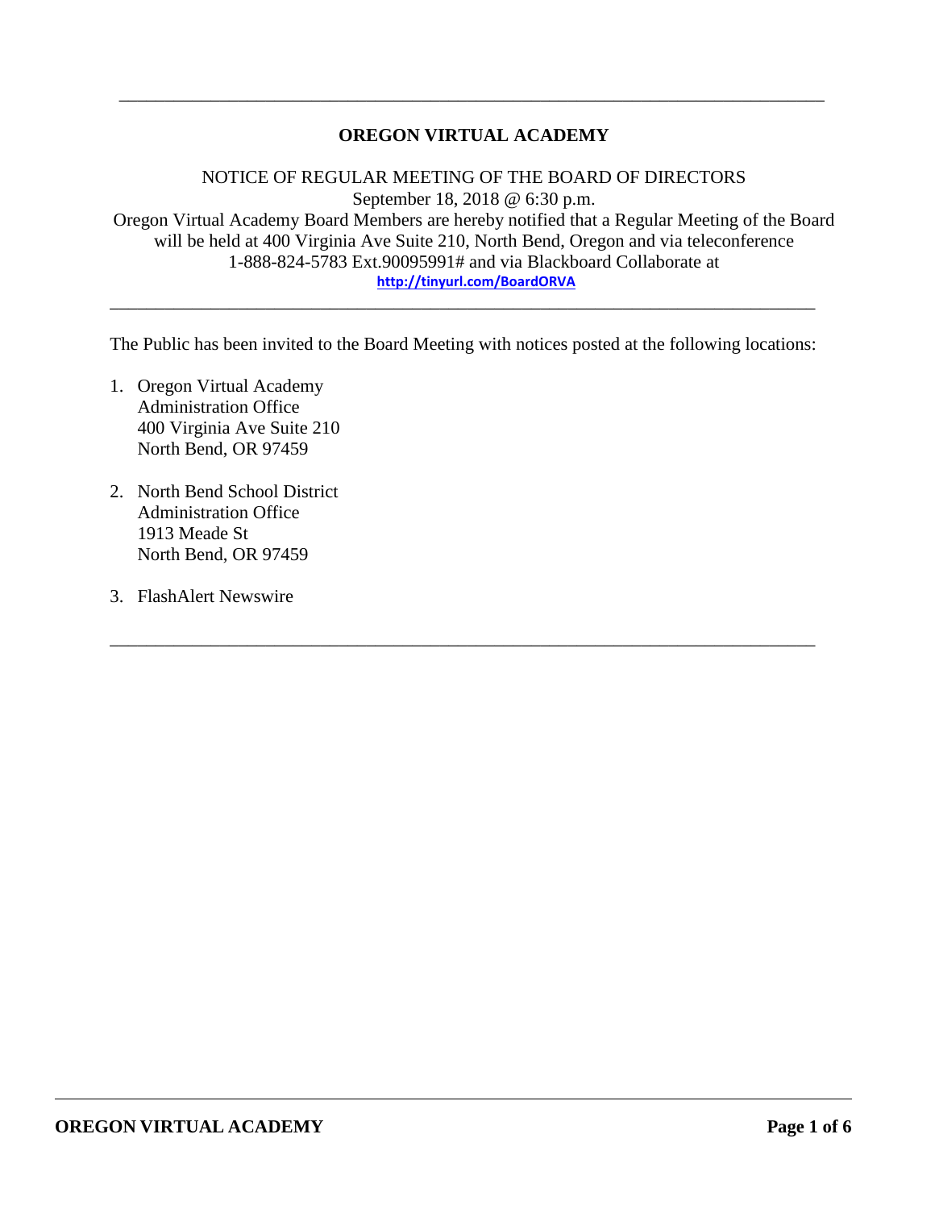---

# OREGON VIRTUAL ACADEMY

NOTICE OF REGULAR MEETING OF THE BOARD OF DIRECTORS
September 18, 2018 @ 6:30 p.m.
Oregon Virtual Academy Board Members are hereby notified that a Regular Meeting of the Board will be held at 400 Virginia Ave Suite 210, North Bend, Oregon and via teleconference 1-888-824-5783 Ext.90095991# and via Blackboard Collaborate at
http://tinyurl.com/BoardORVA

---

The Public has been invited to the Board Meeting with notices posted at the following locations:

1. Oregon Virtual Academy
   Administration Office
   400 Virginia Ave Suite 210
   North Bend, OR 97459

2. North Bend School District
   Administration Office
   1913 Meade St
   North Bend, OR 97459

3. FlashAlert Newswire

---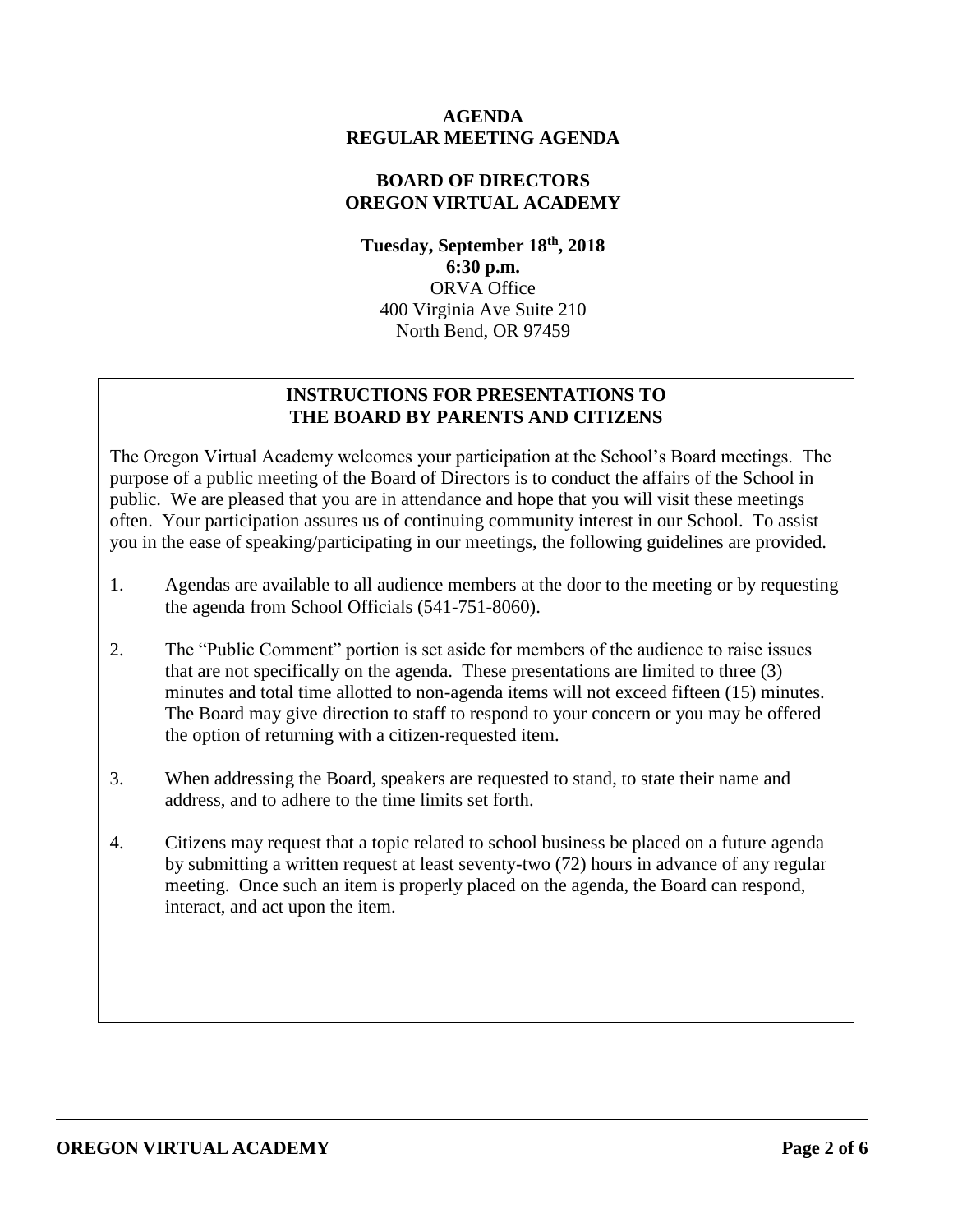# AGENDA
# REGULAR MEETING AGENDA

## BOARD OF DIRECTORS
## OREGON VIRTUAL ACADEMY

**Tuesday, September 18th, 2018**
**6:30 p.m.**
ORVA Office
400 Virginia Ave Suite 210
North Bend, OR 97459

### INSTRUCTIONS FOR PRESENTATIONS TO THE BOARD BY PARENTS AND CITIZENS

The Oregon Virtual Academy welcomes your participation at the School's Board meetings. The purpose of a public meeting of the Board of Directors is to conduct the affairs of the School in public. We are pleased that you are in attendance and hope that you will visit these meetings often. Your participation assures us of continuing community interest in our School. To assist you in the ease of speaking/participating in our meetings, the following guidelines are provided.

1. Agendas are available to all audience members at the door to the meeting or by requesting the agenda from School Officials (541-751-8060).
2. The "Public Comment" portion is set aside for members of the audience to raise issues that are not specifically on the agenda. These presentations are limited to three (3) minutes and total time allotted to non-agenda items will not exceed fifteen (15) minutes. The Board may give direction to staff to respond to your concern or you may be offered the option of returning with a citizen-requested item.
3. When addressing the Board, speakers are requested to stand, to state their name and address, and to adhere to the time limits set forth.
4. Citizens may request that a topic related to school business be placed on a future agenda by submitting a written request at least seventy-two (72) hours in advance of any regular meeting. Once such an item is properly placed on the agenda, the Board can respond, interact, and act upon the item.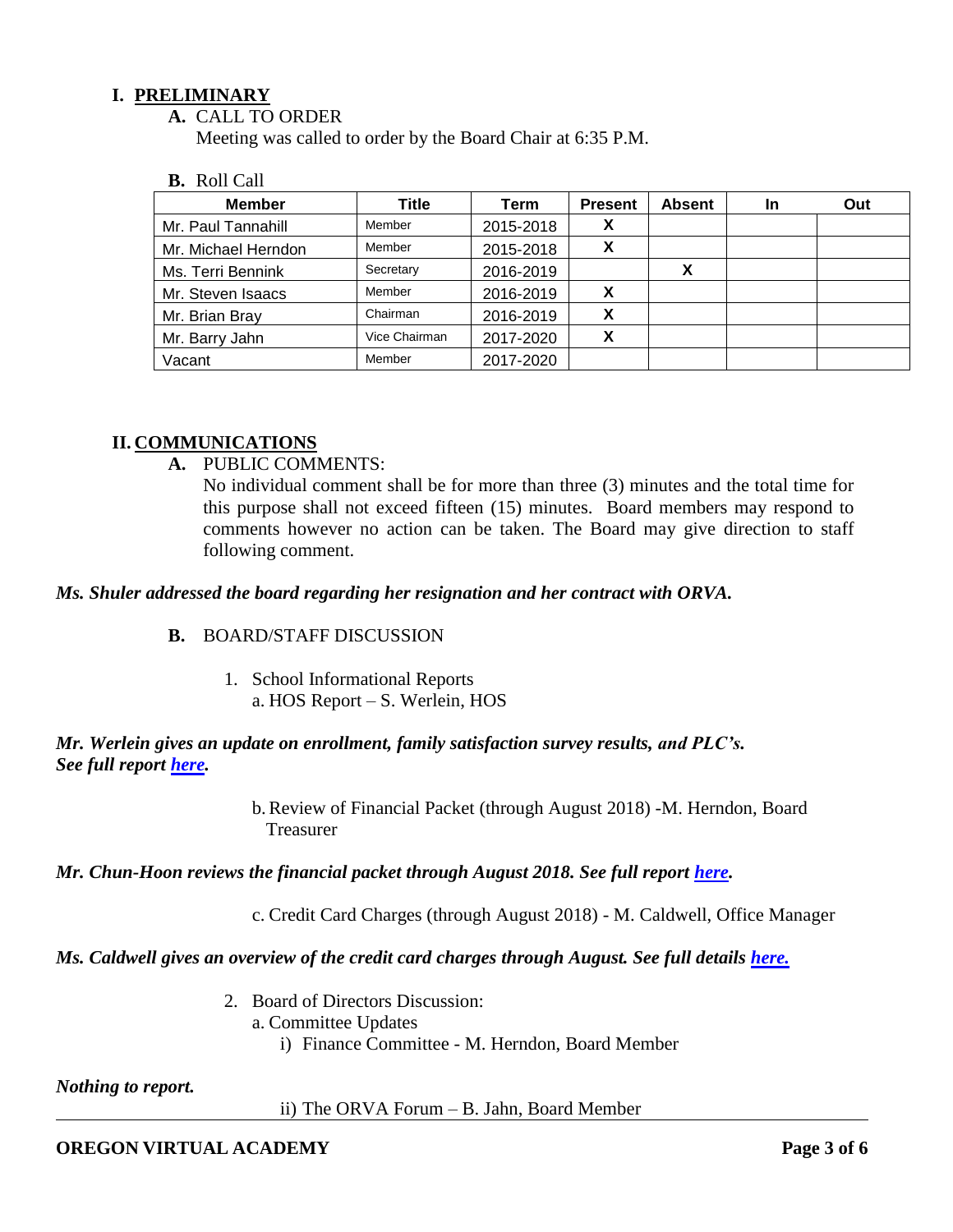## I. PRELIMINARY

**A.** CALL TO ORDER

Meeting was called to order by the Board Chair at 6:35 P.M.

**B.** Roll Call

| Member | Title | Term | Present | Absent | In | Out |
|---|---|---|---|---|---|---|
| Mr. Paul Tannahill | Member | 2015-2018 | X | | | |
| Mr. Michael Herndon | Member | 2015-2018 | X | | | |
| Ms. Terri Bennink | Secretary | 2016-2019 | | X | | |
| Mr. Steven Isaacs | Member | 2016-2019 | X | | | |
| Mr. Brian Bray | Chairman | 2016-2019 | X | | | |
| Mr. Barry Jahn | Vice Chairman | 2017-2020 | X | | | |
| Vacant | Member | 2017-2020 | | | | |

## II. COMMUNICATIONS

**A.** PUBLIC COMMENTS:

No individual comment shall be for more than three (3) minutes and the total time for this purpose shall not exceed fifteen (15) minutes. Board members may respond to comments however no action can be taken. The Board may give direction to staff following comment.

***Ms. Shuler addressed the board regarding her resignation and her contract with ORVA.***

**B.** BOARD/STAFF DISCUSSION

1. School Informational Reports
   a. HOS Report – S. Werlein, HOS

***Mr. Werlein gives an update on enrollment, family satisfaction survey results, and PLC's. See full report [here](#).***

   b. Review of Financial Packet (through August 2018) -M. Herndon, Board Treasurer

***Mr. Chun-Hoon reviews the financial packet through August 2018. See full report [here](#).***

   c. Credit Card Charges (through August 2018) - M. Caldwell, Office Manager

***Ms. Caldwell gives an overview of the credit card charges through August. See full details [here.](#)***

2. Board of Directors Discussion:
   a. Committee Updates
      i) Finance Committee - M. Herndon, Board Member

***Nothing to report.***

      ii) The ORVA Forum – B. Jahn, Board Member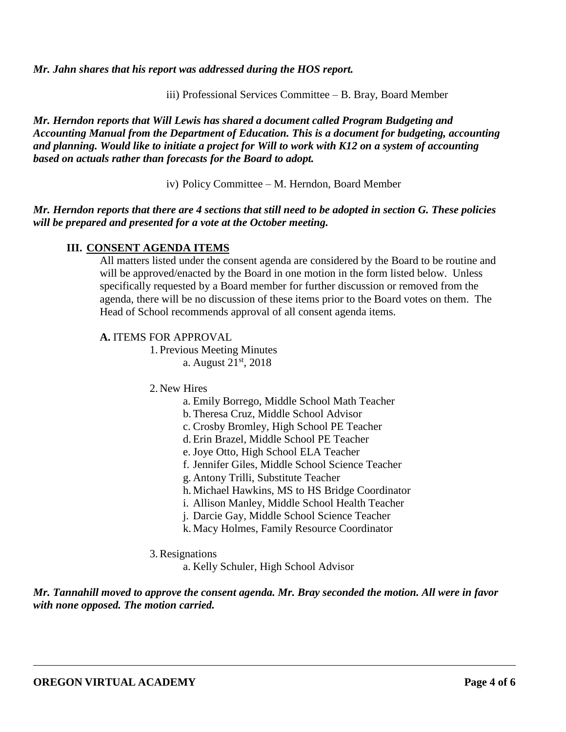***Mr. Jahn shares that his report was addressed during the HOS report.***

iii) Professional Services Committee – B. Bray, Board Member

***Mr. Herndon reports that Will Lewis has shared a document called Program Budgeting and Accounting Manual from the Department of Education. This is a document for budgeting, accounting and planning. Would like to initiate a project for Will to work with K12 on a system of accounting based on actuals rather than forecasts for the Board to adopt.***

iv) Policy Committee – M. Herndon, Board Member

***Mr. Herndon reports that there are 4 sections that still need to be adopted in section G. These policies will be prepared and presented for a vote at the October meeting.***

## III. CONSENT AGENDA ITEMS

All matters listed under the consent agenda are considered by the Board to be routine and will be approved/enacted by the Board in one motion in the form listed below. Unless specifically requested by a Board member for further discussion or removed from the agenda, there will be no discussion of these items prior to the Board votes on them. The Head of School recommends approval of all consent agenda items.

**A.** ITEMS FOR APPROVAL

1. Previous Meeting Minutes
   a. August 21st, 2018

2. New Hires
   a. Emily Borrego, Middle School Math Teacher
   b. Theresa Cruz, Middle School Advisor
   c. Crosby Bromley, High School PE Teacher
   d. Erin Brazel, Middle School PE Teacher
   e. Joye Otto, High School ELA Teacher
   f. Jennifer Giles, Middle School Science Teacher
   g. Antony Trilli, Substitute Teacher
   h. Michael Hawkins, MS to HS Bridge Coordinator
   i. Allison Manley, Middle School Health Teacher
   j. Darcie Gay, Middle School Science Teacher
   k. Macy Holmes, Family Resource Coordinator

3. Resignations
   a. Kelly Schuler, High School Advisor

***Mr. Tannahill moved to approve the consent agenda. Mr. Bray seconded the motion. All were in favor with none opposed. The motion carried.***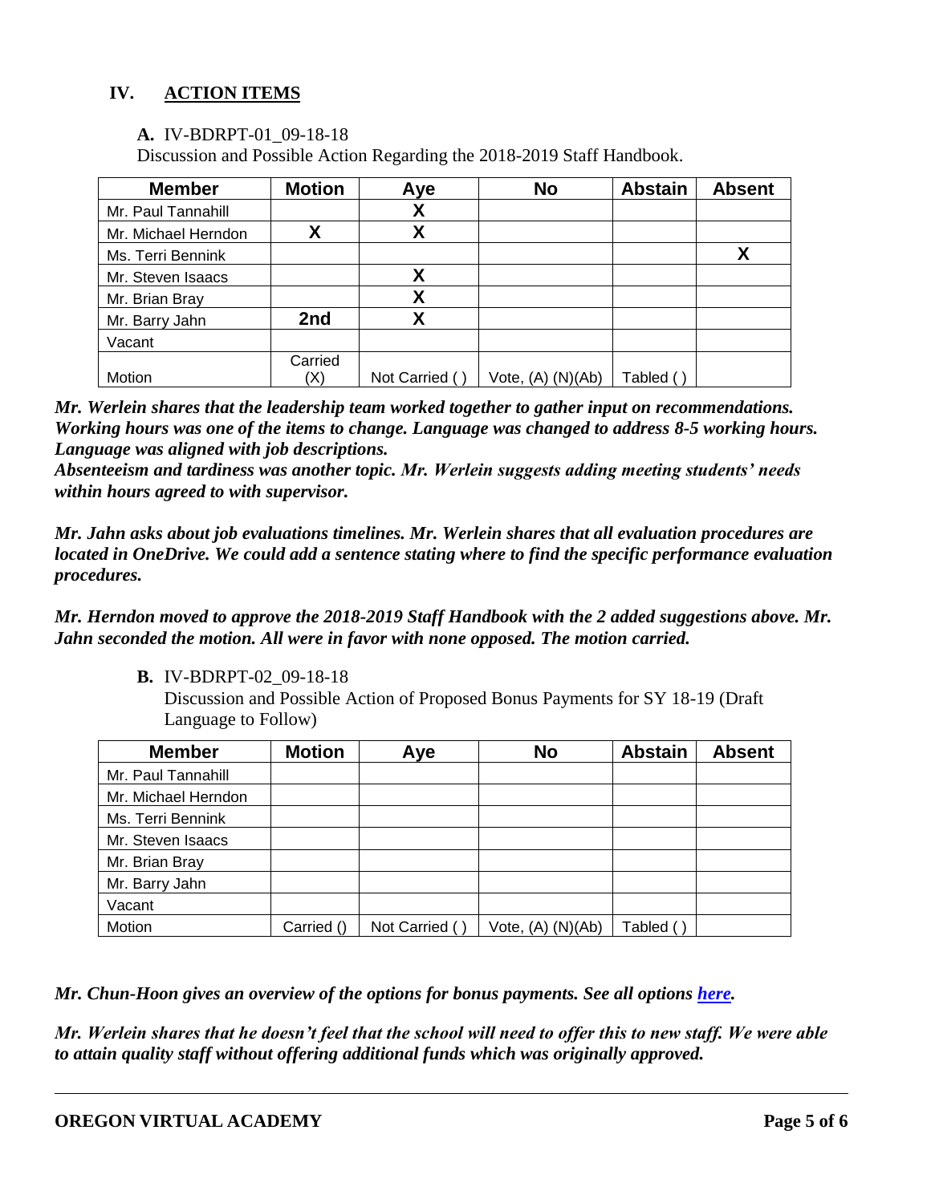## IV. ACTION ITEMS

**A.** IV-BDRPT-01_09-18-18

Discussion and Possible Action Regarding the 2018-2019 Staff Handbook.

| Member | Motion | Aye | No | Abstain | Absent |
|---|---|---|---|---|---|
| Mr. Paul Tannahill | | X | | | |
| Mr. Michael Herndon | X | X | | | |
| Ms. Terri Bennink | | | | | X |
| Mr. Steven Isaacs | | X | | | |
| Mr. Brian Bray | | X | | | |
| Mr. Barry Jahn | 2nd | X | | | |
| Vacant | | | | | |
| Motion | Carried (X) | Not Carried ( ) | Vote, (A) (N)(Ab) | Tabled ( ) | |

***Mr. Werlein shares that the leadership team worked together to gather input on recommendations. Working hours was one of the items to change. Language was changed to address 8-5 working hours. Language was aligned with job descriptions.***

***Absenteeism and tardiness was another topic. Mr. Werlein suggests adding meeting students' needs within hours agreed to with supervisor.***

***Mr. Jahn asks about job evaluations timelines. Mr. Werlein shares that all evaluation procedures are located in OneDrive. We could add a sentence stating where to find the specific performance evaluation procedures.***

***Mr. Herndon moved to approve the 2018-2019 Staff Handbook with the 2 added suggestions above. Mr. Jahn seconded the motion. All were in favor with none opposed. The motion carried.***

**B.** IV-BDRPT-02_09-18-18

Discussion and Possible Action of Proposed Bonus Payments for SY 18-19 (Draft Language to Follow)

| Member | Motion | Aye | No | Abstain | Absent |
|---|---|---|---|---|---|
| Mr. Paul Tannahill | | | | | |
| Mr. Michael Herndon | | | | | |
| Ms. Terri Bennink | | | | | |
| Mr. Steven Isaacs | | | | | |
| Mr. Brian Bray | | | | | |
| Mr. Barry Jahn | | | | | |
| Vacant | | | | | |
| Motion | Carried () | Not Carried ( ) | Vote, (A) (N)(Ab) | Tabled ( ) | |

***Mr. Chun-Hoon gives an overview of the options for bonus payments. See all options here.***

***Mr. Werlein shares that he doesn't feel that the school will need to offer this to new staff. We were able to attain quality staff without offering additional funds which was originally approved.***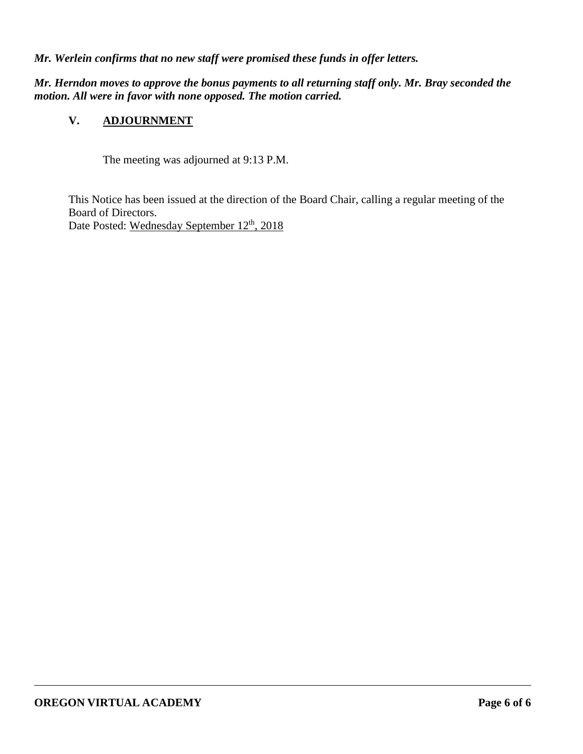***Mr. Werlein confirms that no new staff were promised these funds in offer letters.***

***Mr. Herndon moves to approve the bonus payments to all returning staff only. Mr. Bray seconded the motion. All were in favor with none opposed. The motion carried.***

## V. ADJOURNMENT

The meeting was adjourned at 9:13 P.M.

This Notice has been issued at the direction of the Board Chair, calling a regular meeting of the Board of Directors.
Date Posted: Wednesday September 12th, 2018